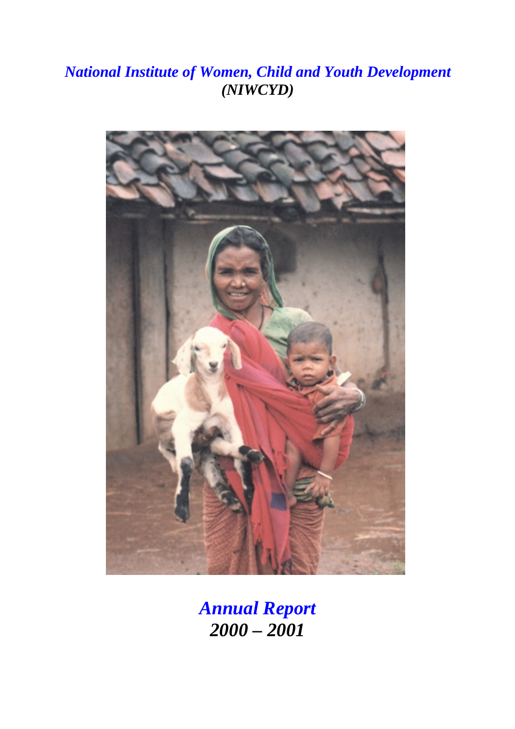# *National Institute of Women, Child and Youth Development (NIWCYD)*

## *Annual Report*
## *2000 – 2001*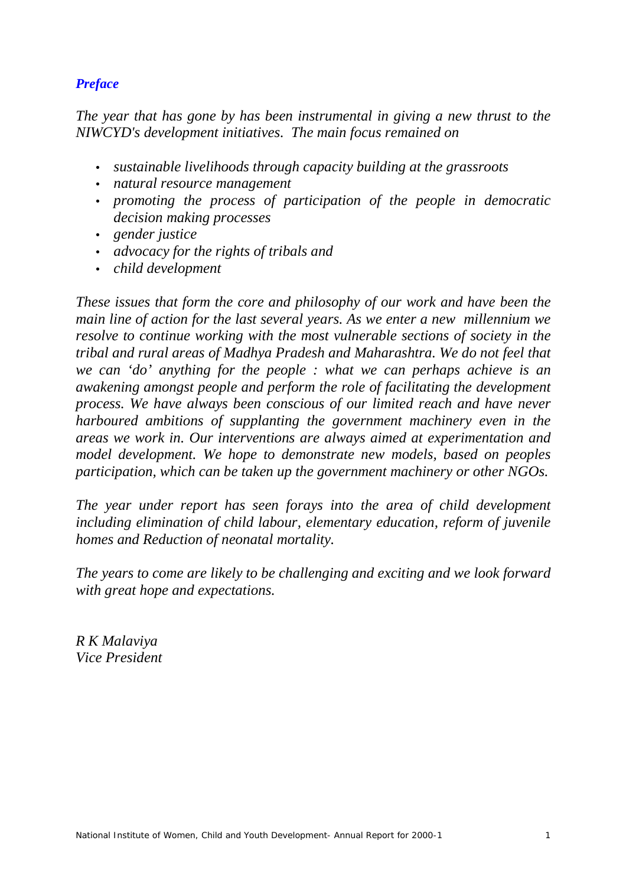## *Preface*

*The year that has gone by has been instrumental in giving a new thrust to the NIWCYD's development initiatives. The main focus remained on*

- *sustainable livelihoods through capacity building at the grassroots*
- *natural resource management*
- *promoting the process of participation of the people in democratic decision making processes*
- *gender justice*
- *advocacy for the rights of tribals and*
- *child development*

*These issues that form the core and philosophy of our work and have been the main line of action for the last several years. As we enter a new millennium we resolve to continue working with the most vulnerable sections of society in the tribal and rural areas of Madhya Pradesh and Maharashtra. We do not feel that we can 'do' anything for the people : what we can perhaps achieve is an awakening amongst people and perform the role of facilitating the development process. We have always been conscious of our limited reach and have never harboured ambitions of supplanting the government machinery even in the areas we work in. Our interventions are always aimed at experimentation and model development. We hope to demonstrate new models, based on peoples participation, which can be taken up the government machinery or other NGOs.*

*The year under report has seen forays into the area of child development including elimination of child labour, elementary education, reform of juvenile homes and Reduction of neonatal mortality.*

*The years to come are likely to be challenging and exciting and we look forward with great hope and expectations.*

*R K Malaviya*
*Vice President*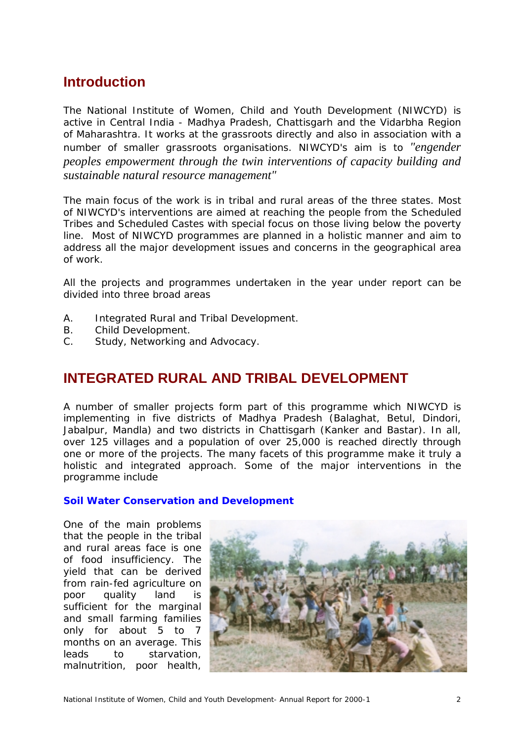## Introduction

The National Institute of Women, Child and Youth Development (NIWCYD) is active in Central India - Madhya Pradesh, Chattisgarh and the Vidarbha Region of Maharashtra. It works at the grassroots directly and also in association with a number of smaller grassroots organisations. NIWCYD's aim is to *"engender peoples empowerment through the twin interventions of capacity building and sustainable natural resource management"*

The main focus of the work is in tribal and rural areas of the three states. Most of NIWCYD's interventions are aimed at reaching the people from the Scheduled Tribes and Scheduled Castes with special focus on those living below the poverty line. Most of NIWCYD programmes are planned in a holistic manner and aim to address all the major development issues and concerns in the geographical area of work.

All the projects and programmes undertaken in the year under report can be divided into three broad areas

A. Integrated Rural and Tribal Development.
B. Child Development.
C. Study, Networking and Advocacy.

## INTEGRATED RURAL AND TRIBAL DEVELOPMENT

A number of smaller projects form part of this programme which NIWCYD is implementing in five districts of Madhya Pradesh (Balaghat, Betul, Dindori, Jabalpur, Mandla) and two districts in Chattisgarh (Kanker and Bastar). In all, over 125 villages and a population of over 25,000 is reached directly through one or more of the projects. The many facets of this programme make it truly a holistic and integrated approach. Some of the major interventions in the programme include

### Soil Water Conservation and Development

One of the main problems that the people in the tribal and rural areas face is one of food insufficiency. The yield that can be derived from rain-fed agriculture on poor quality land is sufficient for the marginal and small farming families only for about 5 to 7 months on an average. This leads to starvation, malnutrition, poor health,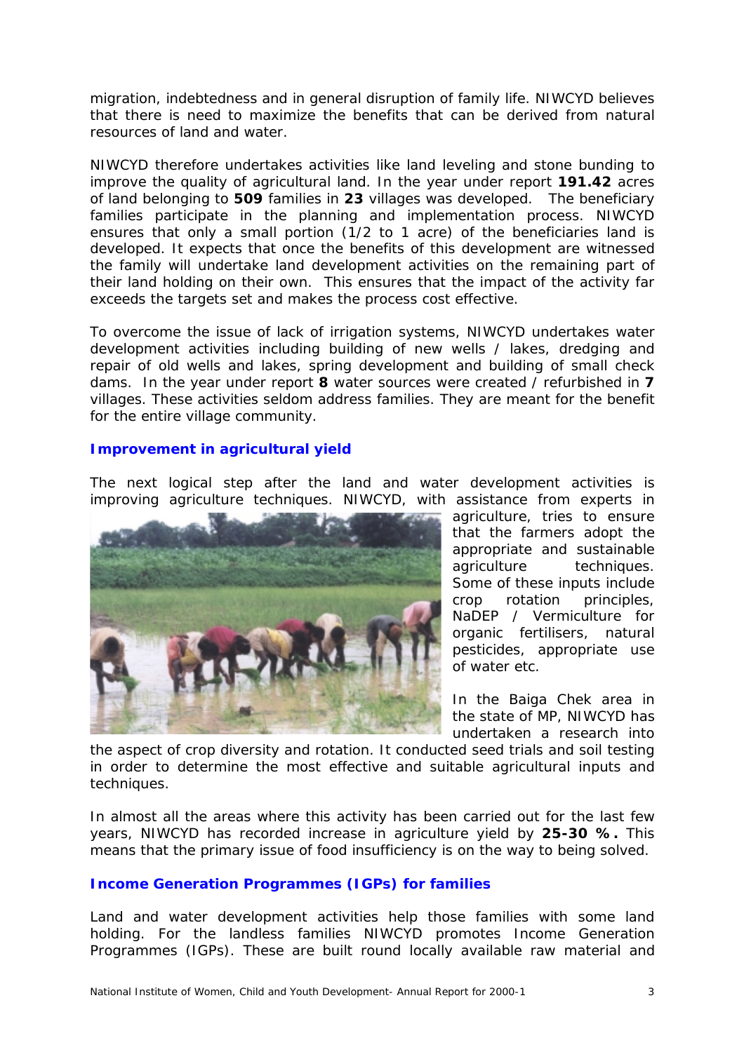migration, indebtedness and in general disruption of family life. NIWCYD believes that there is need to maximize the benefits that can be derived from natural resources of land and water.

NIWCYD therefore undertakes activities like land leveling and stone bunding to improve the quality of agricultural land. In the year under report **191.42** acres of land belonging to **509** families in **23** villages was developed. The beneficiary families participate in the planning and implementation process. NIWCYD ensures that only a small portion (1/2 to 1 acre) of the beneficiaries land is developed. It expects that once the benefits of this development are witnessed the family will undertake land development activities on the remaining part of their land holding on their own. This ensures that the impact of the activity far exceeds the targets set and makes the process cost effective.

To overcome the issue of lack of irrigation systems, NIWCYD undertakes water development activities including building of new wells / lakes, dredging and repair of old wells and lakes, spring development and building of small check dams. In the year under report **8** water sources were created / refurbished in **7** villages. These activities seldom address families. They are meant for the benefit for the entire village community.

### Improvement in agricultural yield

The next logical step after the land and water development activities is improving agriculture techniques. NIWCYD, with assistance from experts in agriculture, tries to ensure that the farmers adopt the appropriate and sustainable agriculture techniques. Some of these inputs include crop rotation principles, NaDEP / Vermiculture for organic fertilisers, natural pesticides, appropriate use of water etc.

In the Baiga Chek area in the state of MP, NIWCYD has undertaken a research into the aspect of crop diversity and rotation. It conducted seed trials and soil testing in order to determine the most effective and suitable agricultural inputs and techniques.

In almost all the areas where this activity has been carried out for the last few years, NIWCYD has recorded increase in agriculture yield by **25-30 %.** This means that the primary issue of food insufficiency is on the way to being solved.

### Income Generation Programmes (IGPs) for families

Land and water development activities help those families with some land holding. For the landless families NIWCYD promotes Income Generation Programmes (IGPs). These are built round locally available raw material and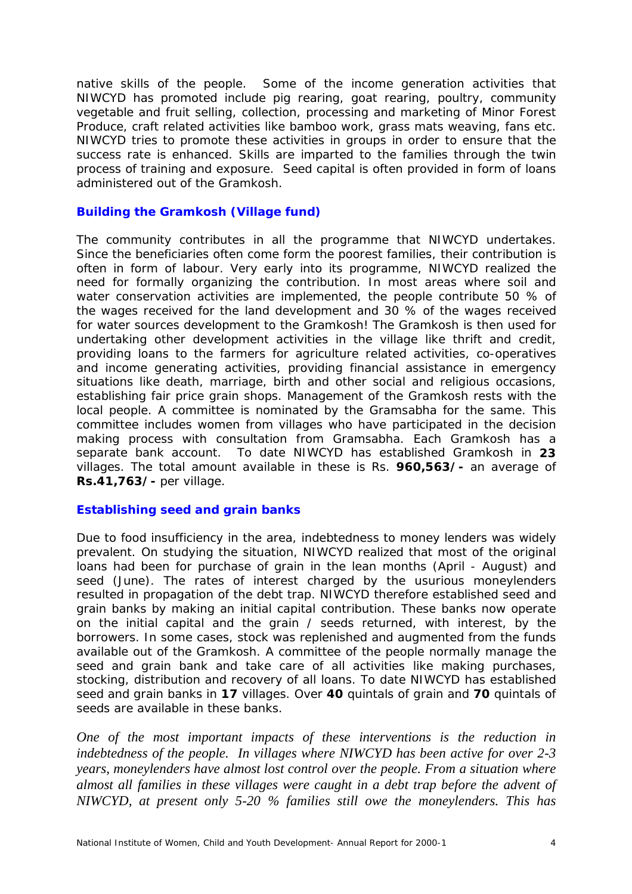native skills of the people. Some of the income generation activities that NIWCYD has promoted include pig rearing, goat rearing, poultry, community vegetable and fruit selling, collection, processing and marketing of Minor Forest Produce, craft related activities like bamboo work, grass mats weaving, fans etc. NIWCYD tries to promote these activities in groups in order to ensure that the success rate is enhanced. Skills are imparted to the families through the twin process of training and exposure. Seed capital is often provided in form of loans administered out of the Gramkosh.

### Building the Gramkosh (Village fund)

The community contributes in all the programme that NIWCYD undertakes. Since the beneficiaries often come form the poorest families, their contribution is often in form of labour. Very early into its programme, NIWCYD realized the need for formally organizing the contribution. In most areas where soil and water conservation activities are implemented, the people contribute 50 % of the wages received for the land development and 30 % of the wages received for water sources development to the Gramkosh! The Gramkosh is then used for undertaking other development activities in the village like thrift and credit, providing loans to the farmers for agriculture related activities, co-operatives and income generating activities, providing financial assistance in emergency situations like death, marriage, birth and other social and religious occasions, establishing fair price grain shops. Management of the Gramkosh rests with the local people. A committee is nominated by the Gramsabha for the same. This committee includes women from villages who have participated in the decision making process with consultation from Gramsabha. Each Gramkosh has a separate bank account. To date NIWCYD has established Gramkosh in **23** villages. The total amount available in these is Rs. **960,563/-** an average of **Rs.41,763/-** per village.

### Establishing seed and grain banks

Due to food insufficiency in the area, indebtedness to money lenders was widely prevalent. On studying the situation, NIWCYD realized that most of the original loans had been for purchase of grain in the lean months (April - August) and seed (June). The rates of interest charged by the usurious moneylenders resulted in propagation of the debt trap. NIWCYD therefore established seed and grain banks by making an initial capital contribution. These banks now operate on the initial capital and the grain / seeds returned, with interest, by the borrowers. In some cases, stock was replenished and augmented from the funds available out of the Gramkosh. A committee of the people normally manage the seed and grain bank and take care of all activities like making purchases, stocking, distribution and recovery of all loans. To date NIWCYD has established seed and grain banks in **17** villages. Over **40** quintals of grain and **70** quintals of seeds are available in these banks.

*One of the most important impacts of these interventions is the reduction in indebtedness of the people. In villages where NIWCYD has been active for over 2-3 years, moneylenders have almost lost control over the people. From a situation where almost all families in these villages were caught in a debt trap before the advent of NIWCYD, at present only 5-20 % families still owe the moneylenders. This has*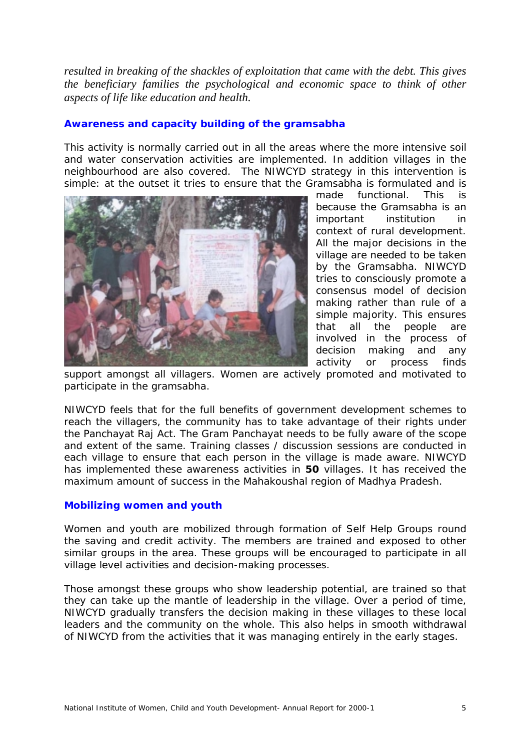*resulted in breaking of the shackles of exploitation that came with the debt. This gives the beneficiary families the psychological and economic space to think of other aspects of life like education and health.*

### Awareness and capacity building of the gramsabha

This activity is normally carried out in all the areas where the more intensive soil and water conservation activities are implemented. In addition villages in the neighbourhood are also covered. The NIWCYD strategy in this intervention is simple: at the outset it tries to ensure that the Gramsabha is formulated and is made functional. This is because the Gramsabha is an important institution in context of rural development. All the major decisions in the village are needed to be taken by the Gramsabha. NIWCYD tries to consciously promote a consensus model of decision making rather than rule of a simple majority. This ensures that all the people are involved in the process of decision making and any activity or process finds support amongst all villagers. Women are actively promoted and motivated to participate in the gramsabha.

NIWCYD feels that for the full benefits of government development schemes to reach the villagers, the community has to take advantage of their rights under the Panchayat Raj Act. The Gram Panchayat needs to be fully aware of the scope and extent of the same. Training classes / discussion sessions are conducted in each village to ensure that each person in the village is made aware. NIWCYD has implemented these awareness activities in **50** villages. It has received the maximum amount of success in the Mahakoushal region of Madhya Pradesh.

### Mobilizing women and youth

Women and youth are mobilized through formation of Self Help Groups round the saving and credit activity. The members are trained and exposed to other similar groups in the area. These groups will be encouraged to participate in all village level activities and decision-making processes.

Those amongst these groups who show leadership potential, are trained so that they can take up the mantle of leadership in the village. Over a period of time, NIWCYD gradually transfers the decision making in these villages to these local leaders and the community on the whole. This also helps in smooth withdrawal of NIWCYD from the activities that it was managing entirely in the early stages.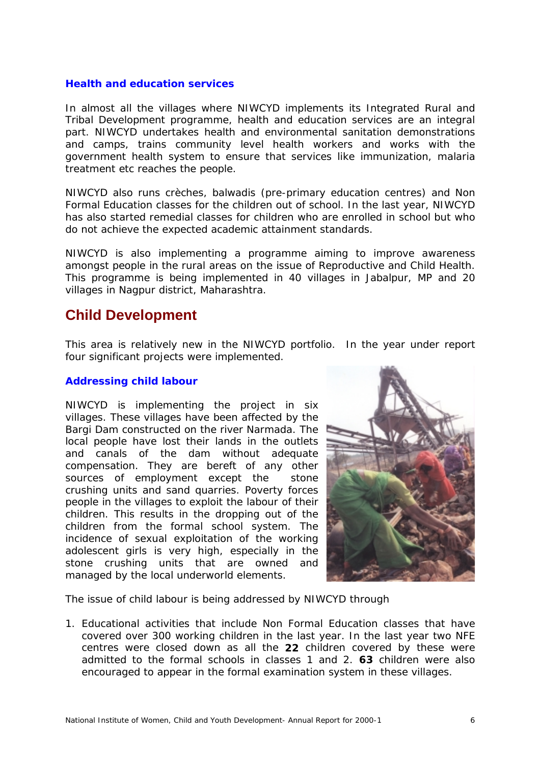### Health and education services

In almost all the villages where NIWCYD implements its Integrated Rural and Tribal Development programme, health and education services are an integral part. NIWCYD undertakes health and environmental sanitation demonstrations and camps, trains community level health workers and works with the government health system to ensure that services like immunization, malaria treatment etc reaches the people.

NIWCYD also runs crèches, balwadis (pre-primary education centres) and Non Formal Education classes for the children out of school. In the last year, NIWCYD has also started remedial classes for children who are enrolled in school but who do not achieve the expected academic attainment standards.

NIWCYD is also implementing a programme aiming to improve awareness amongst people in the rural areas on the issue of Reproductive and Child Health. This programme is being implemented in 40 villages in Jabalpur, MP and 20 villages in Nagpur district, Maharashtra.

## Child Development

This area is relatively new in the NIWCYD portfolio. In the year under report four significant projects were implemented.

### Addressing child labour

NIWCYD is implementing the project in six villages. These villages have been affected by the Bargi Dam constructed on the river Narmada. The local people have lost their lands in the outlets and canals of the dam without adequate compensation. They are bereft of any other sources of employment except the stone crushing units and sand quarries. Poverty forces people in the villages to exploit the labour of their children. This results in the dropping out of the children from the formal school system. The incidence of sexual exploitation of the working adolescent girls is very high, especially in the stone crushing units that are owned and managed by the local underworld elements.

The issue of child labour is being addressed by NIWCYD through

1. Educational activities that include Non Formal Education classes that have covered over 300 working children in the last year. In the last year two NFE centres were closed down as all the **22** children covered by these were admitted to the formal schools in classes 1 and 2. **63** children were also encouraged to appear in the formal examination system in these villages.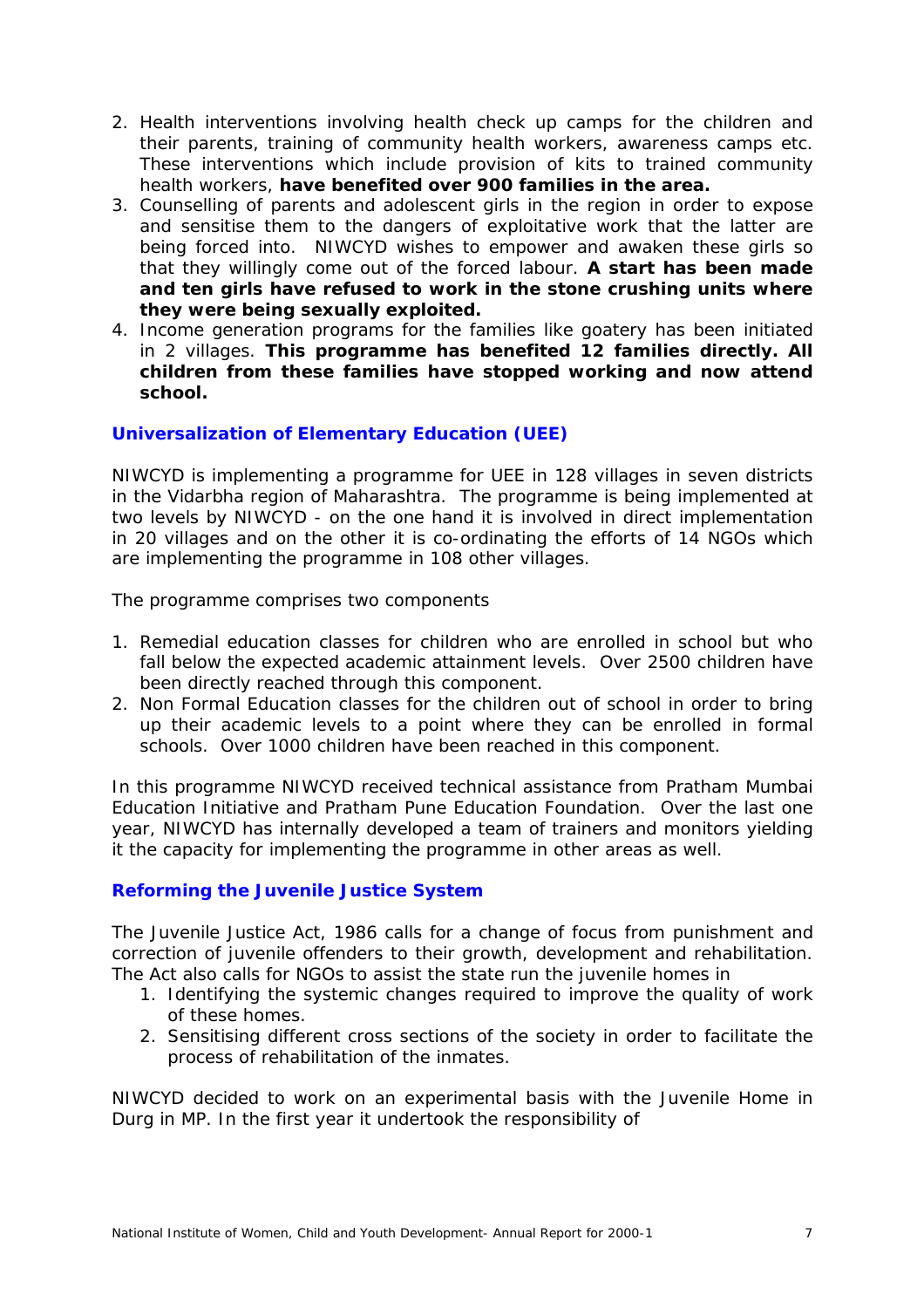2. Health interventions involving health check up camps for the children and their parents, training of community health workers, awareness camps etc. These interventions which include provision of kits to trained community health workers, **have benefited over 900 families in the area.**
3. Counselling of parents and adolescent girls in the region in order to expose and sensitise them to the dangers of exploitative work that the latter are being forced into. NIWCYD wishes to empower and awaken these girls so that they willingly come out of the forced labour. **A start has been made and ten girls have refused to work in the stone crushing units where they were being sexually exploited.**
4. Income generation programs for the families like goatery has been initiated in 2 villages. **This programme has benefited 12 families directly. All children from these families have stopped working and now attend school.**

## Universalization of Elementary Education (UEE)

NIWCYD is implementing a programme for UEE in 128 villages in seven districts in the Vidarbha region of Maharashtra. The programme is being implemented at two levels by NIWCYD - on the one hand it is involved in direct implementation in 20 villages and on the other it is co-ordinating the efforts of 14 NGOs which are implementing the programme in 108 other villages.

The programme comprises two components

1. Remedial education classes for children who are enrolled in school but who fall below the expected academic attainment levels. Over 2500 children have been directly reached through this component.
2. Non Formal Education classes for the children out of school in order to bring up their academic levels to a point where they can be enrolled in formal schools. Over 1000 children have been reached in this component.

In this programme NIWCYD received technical assistance from Pratham Mumbai Education Initiative and Pratham Pune Education Foundation. Over the last one year, NIWCYD has internally developed a team of trainers and monitors yielding it the capacity for implementing the programme in other areas as well.

## Reforming the Juvenile Justice System

The Juvenile Justice Act, 1986 calls for a change of focus from punishment and correction of juvenile offenders to their growth, development and rehabilitation. The Act also calls for NGOs to assist the state run the juvenile homes in

1. Identifying the systemic changes required to improve the quality of work of these homes.
2. Sensitising different cross sections of the society in order to facilitate the process of rehabilitation of the inmates.

NIWCYD decided to work on an experimental basis with the Juvenile Home in Durg in MP. In the first year it undertook the responsibility of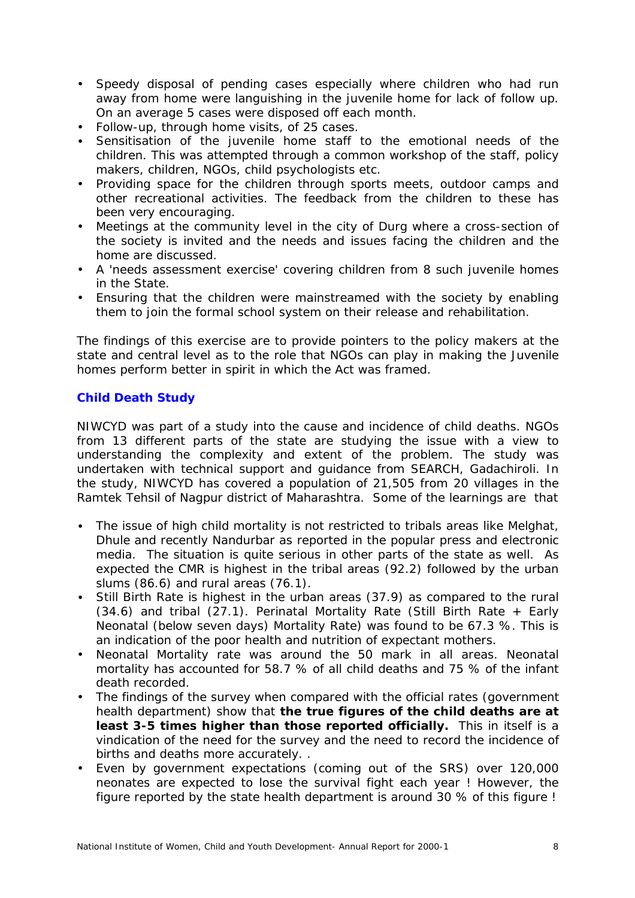- Speedy disposal of pending cases especially where children who had run away from home were languishing in the juvenile home for lack of follow up. On an average 5 cases were disposed off each month.
- Follow-up, through home visits, of 25 cases.
- Sensitisation of the juvenile home staff to the emotional needs of the children. This was attempted through a common workshop of the staff, policy makers, children, NGOs, child psychologists etc.
- Providing space for the children through sports meets, outdoor camps and other recreational activities. The feedback from the children to these has been very encouraging.
- Meetings at the community level in the city of Durg where a cross-section of the society is invited and the needs and issues facing the children and the home are discussed.
- A 'needs assessment exercise' covering children from 8 such juvenile homes in the State.
- Ensuring that the children were mainstreamed with the society by enabling them to join the formal school system on their release and rehabilitation.

The findings of this exercise are to provide pointers to the policy makers at the state and central level as to the role that NGOs can play in making the Juvenile homes perform better in spirit in which the Act was framed.

### Child Death Study

NIWCYD was part of a study into the cause and incidence of child deaths. NGOs from 13 different parts of the state are studying the issue with a view to understanding the complexity and extent of the problem. The study was undertaken with technical support and guidance from SEARCH, Gadachiroli. In the study, NIWCYD has covered a population of 21,505 from 20 villages in the Ramtek Tehsil of Nagpur district of Maharashtra. Some of the learnings are that

- The issue of high child mortality is not restricted to tribals areas like Melghat, Dhule and recently Nandurbar as reported in the popular press and electronic media. The situation is quite serious in other parts of the state as well. As expected the CMR is highest in the tribal areas (92.2) followed by the urban slums (86.6) and rural areas (76.1).
- Still Birth Rate is highest in the urban areas (37.9) as compared to the rural (34.6) and tribal (27.1). Perinatal Mortality Rate (Still Birth Rate + Early Neonatal (below seven days) Mortality Rate) was found to be 67.3 %. This is an indication of the poor health and nutrition of expectant mothers.
- Neonatal Mortality rate was around the 50 mark in all areas. Neonatal mortality has accounted for 58.7 % of all child deaths and 75 % of the infant death recorded.
- The findings of the survey when compared with the official rates (government health department) show that **the true figures of the child deaths are at least 3-5 times higher than those reported officially.** This in itself is a vindication of the need for the survey and the need to record the incidence of births and deaths more accurately. .
- Even by government expectations (coming out of the SRS) over 120,000 neonates are expected to lose the survival fight each year ! However, the figure reported by the state health department is around 30 % of this figure !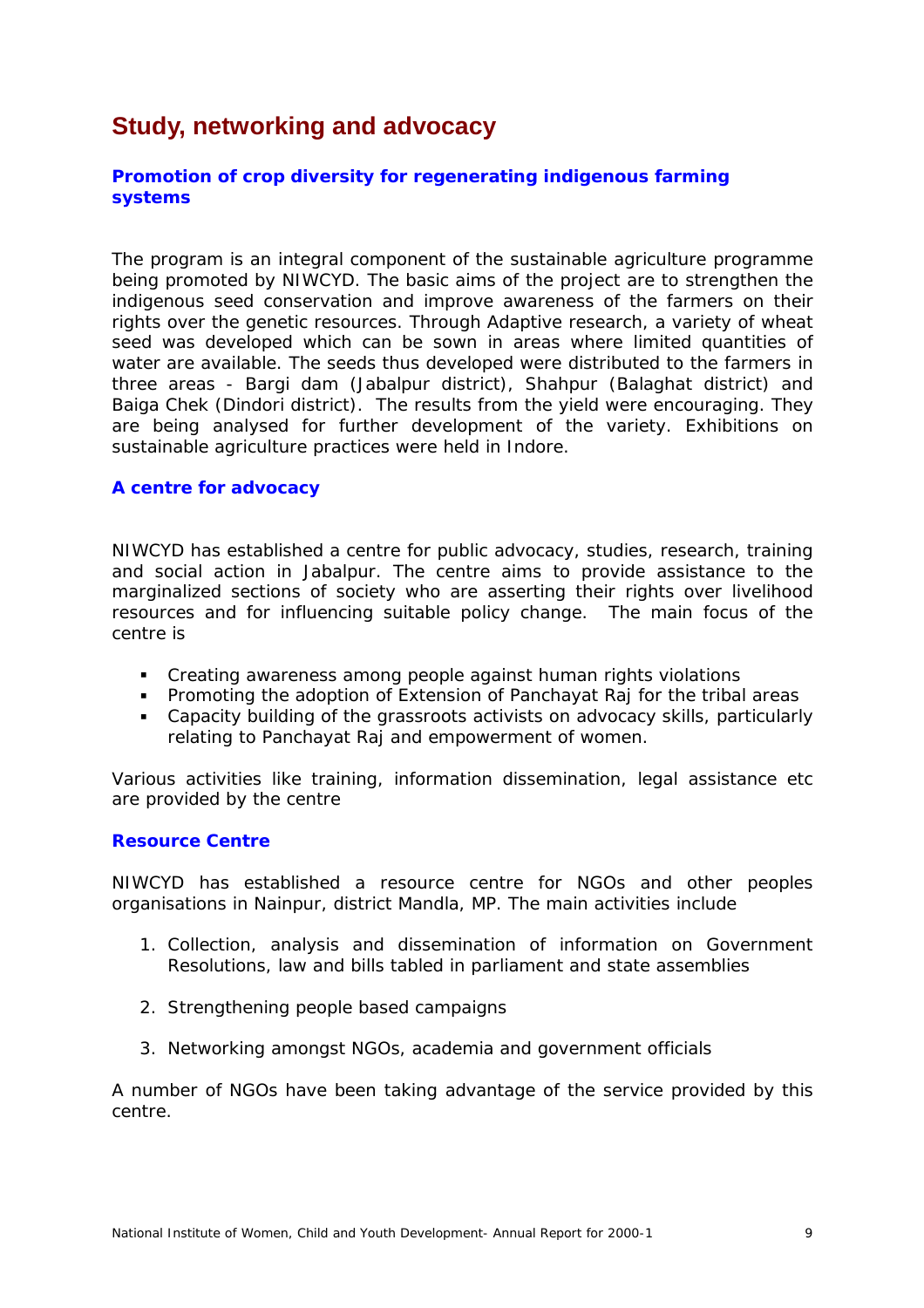# Study, networking and advocacy

### Promotion of crop diversity for regenerating indigenous farming systems

The program is an integral component of the sustainable agriculture programme being promoted by NIWCYD. The basic aims of the project are to strengthen the indigenous seed conservation and improve awareness of the farmers on their rights over the genetic resources. Through Adaptive research, a variety of wheat seed was developed which can be sown in areas where limited quantities of water are available. The seeds thus developed were distributed to the farmers in three areas - Bargi dam (Jabalpur district), Shahpur (Balaghat district) and Baiga Chek (Dindori district). The results from the yield were encouraging. They are being analysed for further development of the variety. Exhibitions on sustainable agriculture practices were held in Indore.

### A centre for advocacy

NIWCYD has established a centre for public advocacy, studies, research, training and social action in Jabalpur. The centre aims to provide assistance to the marginalized sections of society who are asserting their rights over livelihood resources and for influencing suitable policy change. The main focus of the centre is

- Creating awareness among people against human rights violations
- Promoting the adoption of Extension of Panchayat Raj for the tribal areas
- Capacity building of the grassroots activists on advocacy skills, particularly relating to Panchayat Raj and empowerment of women.

Various activities like training, information dissemination, legal assistance etc are provided by the centre

### Resource Centre

NIWCYD has established a resource centre for NGOs and other peoples organisations in Nainpur, district Mandla, MP. The main activities include

1. Collection, analysis and dissemination of information on Government Resolutions, law and bills tabled in parliament and state assemblies
2. Strengthening people based campaigns
3. Networking amongst NGOs, academia and government officials

A number of NGOs have been taking advantage of the service provided by this centre.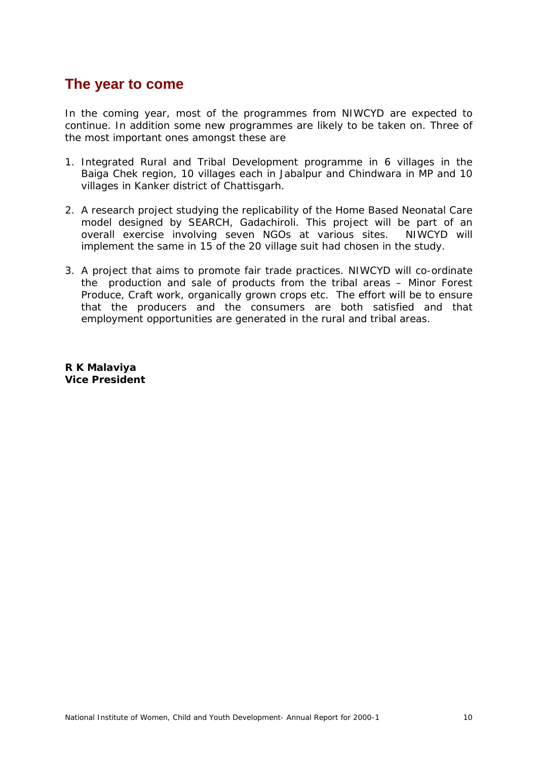## The year to come

In the coming year, most of the programmes from NIWCYD are expected to continue. In addition some new programmes are likely to be taken on. Three of the most important ones amongst these are

1. Integrated Rural and Tribal Development programme in 6 villages in the Baiga Chek region, 10 villages each in Jabalpur and Chindwara in MP and 10 villages in Kanker district of Chattisgarh.

2. A research project studying the replicability of the Home Based Neonatal Care model designed by SEARCH, Gadachiroli. This project will be part of an overall exercise involving seven NGOs at various sites. NIWCYD will implement the same in 15 of the 20 village suit had chosen in the study.

3. A project that aims to promote fair trade practices. NIWCYD will co-ordinate the production and sale of products from the tribal areas – Minor Forest Produce, Craft work, organically grown crops etc. The effort will be to ensure that the producers and the consumers are both satisfied and that employment opportunities are generated in the rural and tribal areas.

**R K Malaviya**
**Vice President**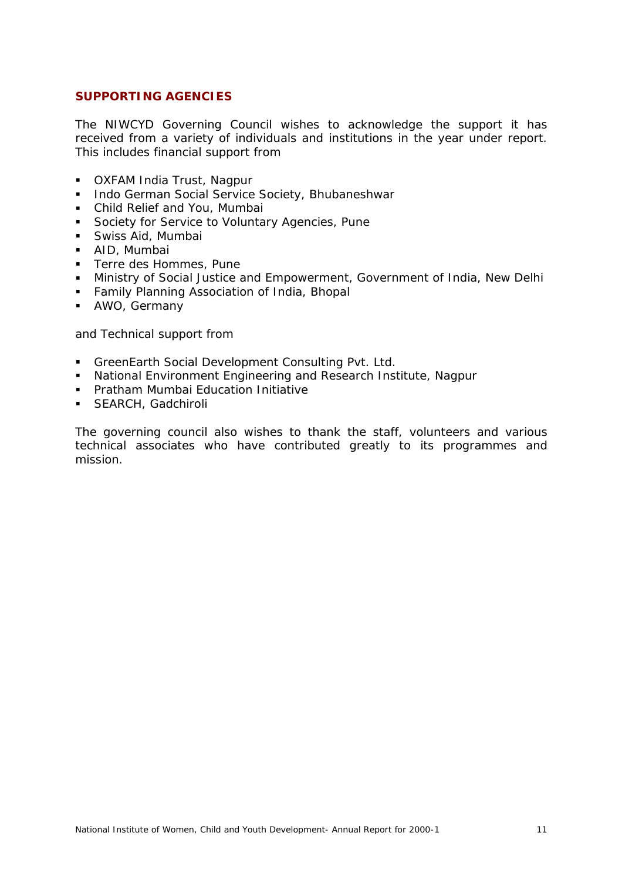## SUPPORTING AGENCIES

The NIWCYD Governing Council wishes to acknowledge the support it has received from a variety of individuals and institutions in the year under report. This includes financial support from

- OXFAM India Trust, Nagpur
- Indo German Social Service Society, Bhubaneshwar
- Child Relief and You, Mumbai
- Society for Service to Voluntary Agencies, Pune
- Swiss Aid, Mumbai
- AID, Mumbai
- Terre des Hommes, Pune
- Ministry of Social Justice and Empowerment, Government of India, New Delhi
- Family Planning Association of India, Bhopal
- AWO, Germany

and Technical support from

- GreenEarth Social Development Consulting Pvt. Ltd.
- National Environment Engineering and Research Institute, Nagpur
- Pratham Mumbai Education Initiative
- SEARCH, Gadchiroli

The governing council also wishes to thank the staff, volunteers and various technical associates who have contributed greatly to its programmes and mission.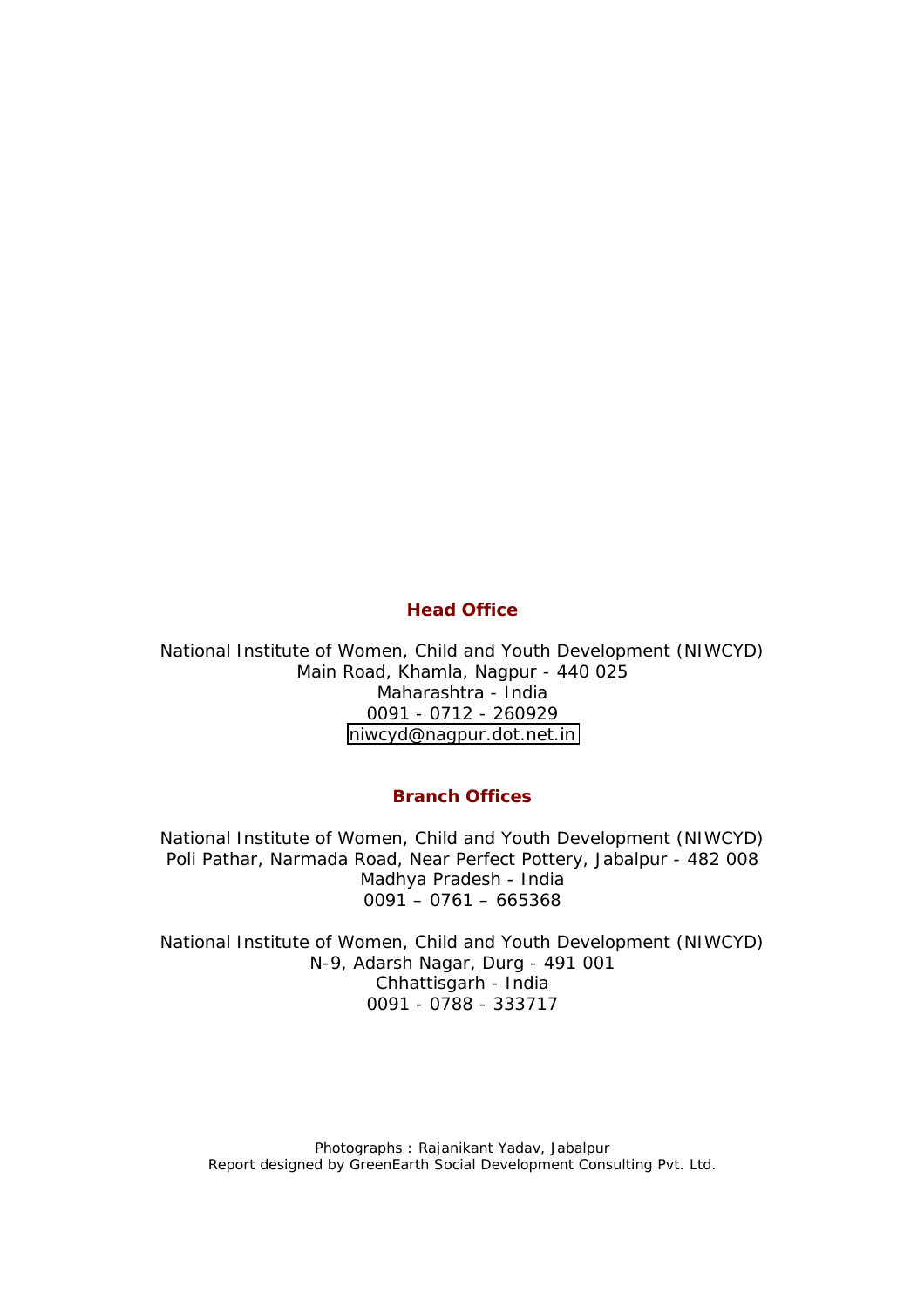## Head Office

National Institute of Women, Child and Youth Development (NIWCYD)
Main Road, Khamla, Nagpur - 440 025
Maharashtra - India
0091 - 0712 - 260929
niwcyd@nagpur.dot.net.in

## Branch Offices

National Institute of Women, Child and Youth Development (NIWCYD)
Poli Pathar, Narmada Road, Near Perfect Pottery, Jabalpur - 482 008
Madhya Pradesh - India
0091 – 0761 – 665368

National Institute of Women, Child and Youth Development (NIWCYD)
N-9, Adarsh Nagar, Durg - 491 001
Chhattisgarh - India
0091 - 0788 - 333717

Photographs : Rajanikant Yadav, Jabalpur
Report designed by GreenEarth Social Development Consulting Pvt. Ltd.